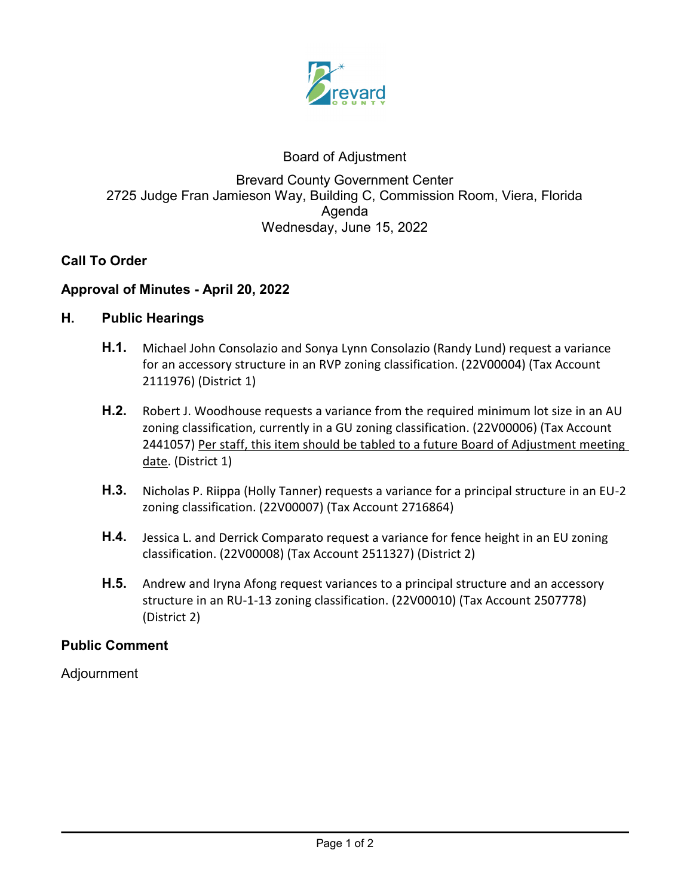Board of Adjustment

Brevard County Government Center
2725 Judge Fran Jamieson Way, Building C, Commission Room, Viera, Florida
Agenda
Wednesday, June 15, 2022

## Call To Order

## Approval of Minutes - April 20, 2022

## H. Public Hearings

**H.1.** Michael John Consolazio and Sonya Lynn Consolazio (Randy Lund) request a variance for an accessory structure in an RVP zoning classification. (22V00004) (Tax Account 2111976) (District 1)

**H.2.** Robert J. Woodhouse requests a variance from the required minimum lot size in an AU zoning classification, currently in a GU zoning classification. (22V00006) (Tax Account 2441057) <u>Per staff, this item should be tabled to a future Board of Adjustment meeting date</u>. (District 1)

**H.3.** Nicholas P. Riippa (Holly Tanner) requests a variance for a principal structure in an EU-2 zoning classification. (22V00007) (Tax Account 2716864)

**H.4.** Jessica L. and Derrick Comparato request a variance for fence height in an EU zoning classification. (22V00008) (Tax Account 2511327) (District 2)

**H.5.** Andrew and Iryna Afong request variances to a principal structure and an accessory structure in an RU-1-13 zoning classification. (22V00010) (Tax Account 2507778) (District 2)

## Public Comment

Adjournment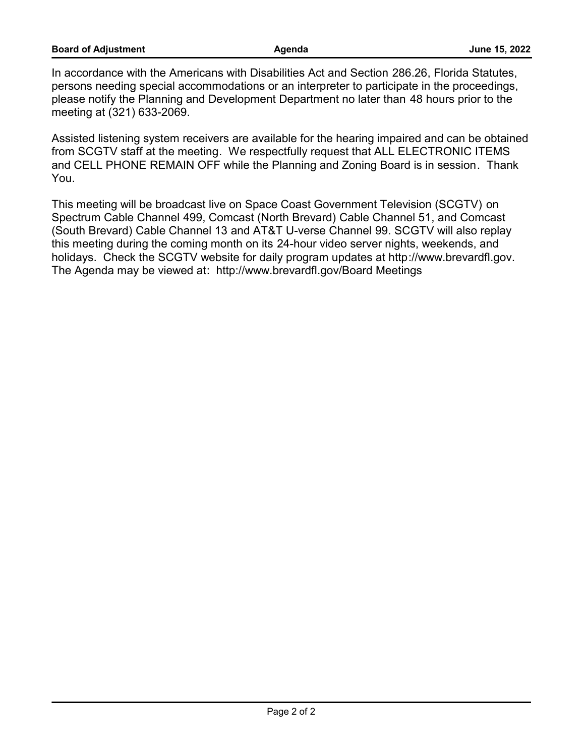In accordance with the Americans with Disabilities Act and Section 286.26, Florida Statutes, persons needing special accommodations or an interpreter to participate in the proceedings, please notify the Planning and Development Department no later than 48 hours prior to the meeting at (321) 633-2069.

Assisted listening system receivers are available for the hearing impaired and can be obtained from SCGTV staff at the meeting. We respectfully request that ALL ELECTRONIC ITEMS and CELL PHONE REMAIN OFF while the Planning and Zoning Board is in session. Thank You.

This meeting will be broadcast live on Space Coast Government Television (SCGTV) on Spectrum Cable Channel 499, Comcast (North Brevard) Cable Channel 51, and Comcast (South Brevard) Cable Channel 13 and AT&T U-verse Channel 99. SCGTV will also replay this meeting during the coming month on its 24-hour video server nights, weekends, and holidays. Check the SCGTV website for daily program updates at http://www.brevardfl.gov. The Agenda may be viewed at: http://www.brevardfl.gov/Board Meetings